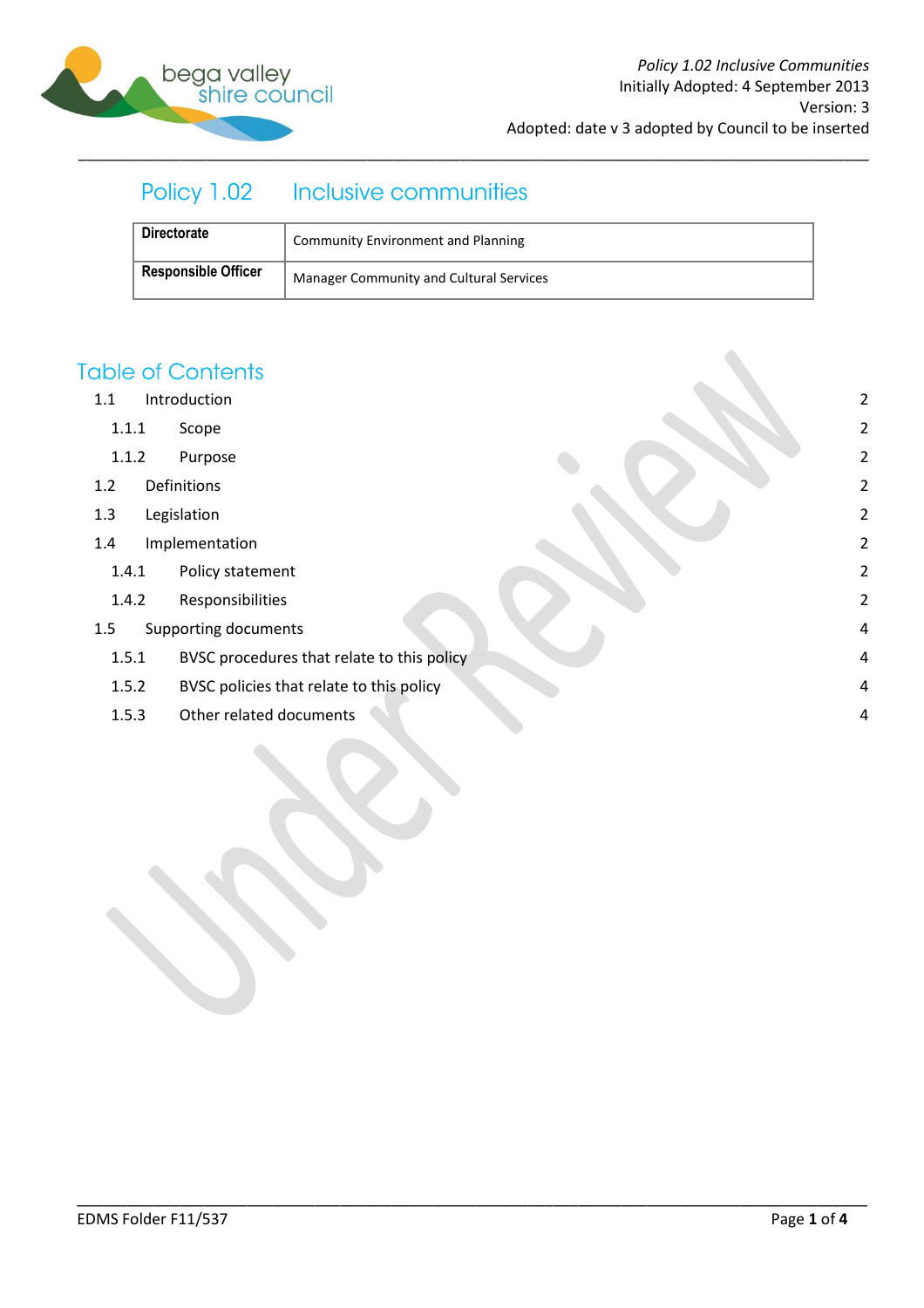*Policy 1.02 Inclusive Communities*
Initially Adopted: 4 September 2013
Version: 3
Adopted: date v 3 adopted by Council to be inserted

# Policy 1.02 Inclusive communities

| Directorate | Community Environment and Planning |
|---|---|
| Responsible Officer | Manager Community and Cultural Services |

## Table of Contents

- 1.1 Introduction 2
  - 1.1.1 Scope 2
  - 1.1.2 Purpose 2
- 1.2 Definitions 2
- 1.3 Legislation 2
- 1.4 Implementation 2
  - 1.4.1 Policy statement 2
  - 1.4.2 Responsibilities 2
- 1.5 Supporting documents 4
  - 1.5.1 BVSC procedures that relate to this policy 4
  - 1.5.2 BVSC policies that relate to this policy 4
  - 1.5.3 Other related documents 4

Under Review

EDMS Folder F11/537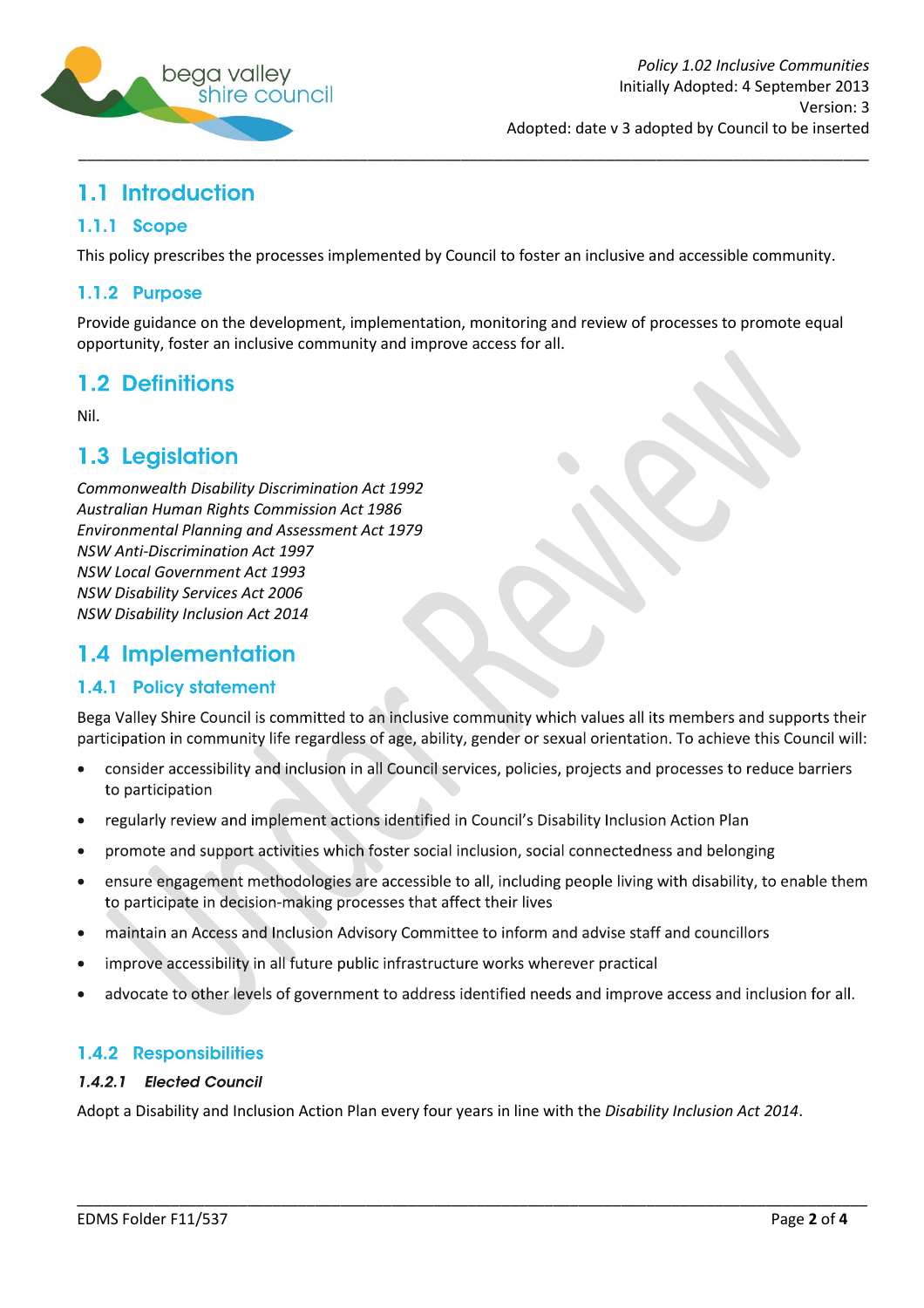## 1.1 Introduction

### 1.1.1 Scope

This policy prescribes the processes implemented by Council to foster an inclusive and accessible community.

### 1.1.2 Purpose

Provide guidance on the development, implementation, monitoring and review of processes to promote equal opportunity, foster an inclusive community and improve access for all.

## 1.2 Definitions

Nil.

## 1.3 Legislation

*Commonwealth Disability Discrimination Act 1992*
*Australian Human Rights Commission Act 1986*
*Environmental Planning and Assessment Act 1979*
*NSW Anti-Discrimination Act 1997*
*NSW Local Government Act 1993*
*NSW Disability Services Act 2006*
*NSW Disability Inclusion Act 2014*

## 1.4 Implementation

### 1.4.1 Policy statement

Bega Valley Shire Council is committed to an inclusive community which values all its members and supports their participation in community life regardless of age, ability, gender or sexual orientation. To achieve this Council will:

- consider accessibility and inclusion in all Council services, policies, projects and processes to reduce barriers to participation
- regularly review and implement actions identified in Council's Disability Inclusion Action Plan
- promote and support activities which foster social inclusion, social connectedness and belonging
- ensure engagement methodologies are accessible to all, including people living with disability, to enable them to participate in decision-making processes that affect their lives
- maintain an Access and Inclusion Advisory Committee to inform and advise staff and councillors
- improve accessibility in all future public infrastructure works wherever practical
- advocate to other levels of government to address identified needs and improve access and inclusion for all.

### 1.4.2 Responsibilities

#### *1.4.2.1 Elected Council*

Adopt a Disability and Inclusion Action Plan every four years in line with the *Disability Inclusion Act 2014*.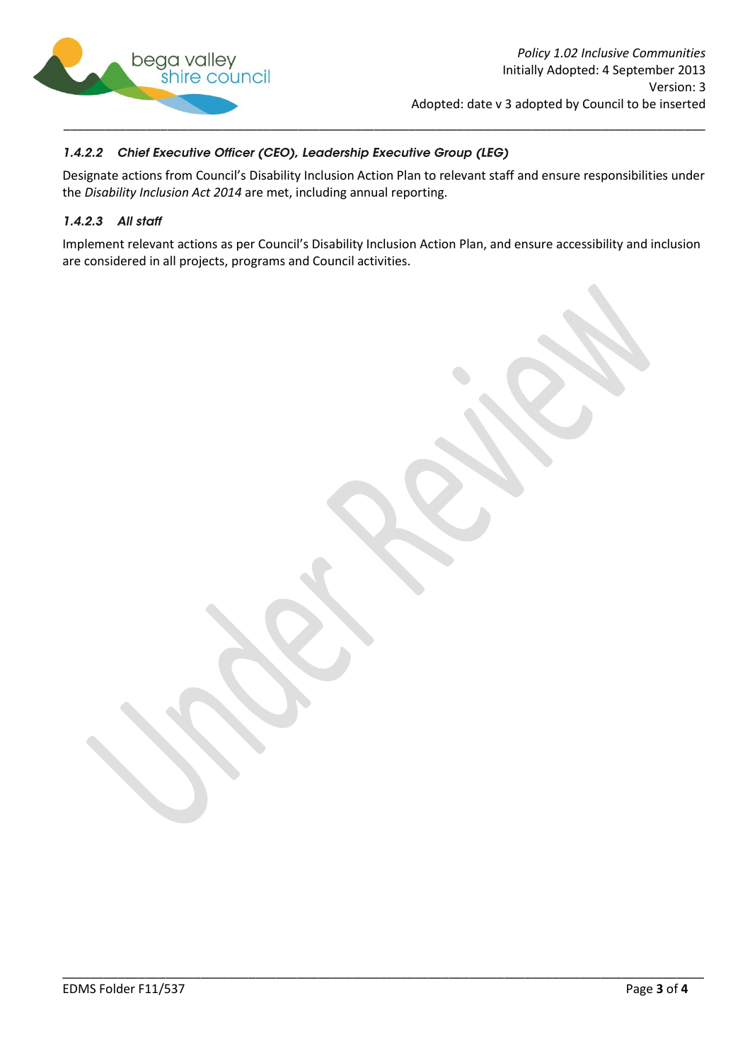#### *1.4.2.2 Chief Executive Officer (CEO), Leadership Executive Group (LEG)*

Designate actions from Council's Disability Inclusion Action Plan to relevant staff and ensure responsibilities under the *Disability Inclusion Act 2014* are met, including annual reporting.

#### *1.4.2.3 All staff*

Implement relevant actions as per Council's Disability Inclusion Action Plan, and ensure accessibility and inclusion are considered in all projects, programs and Council activities.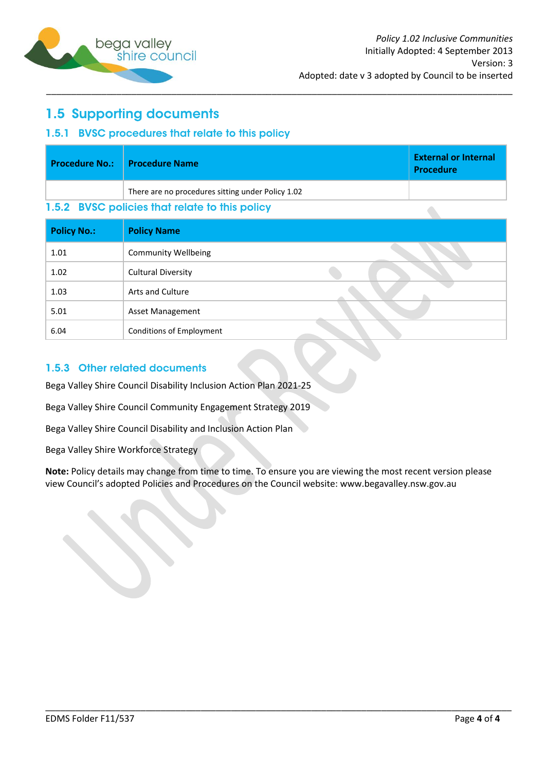## 1.5 Supporting documents

### 1.5.1 BVSC procedures that relate to this policy

| Procedure No.: | Procedure Name | External or Internal Procedure |
|---|---|---|
| | There are no procedures sitting under Policy 1.02 | |

### 1.5.2 BVSC policies that relate to this policy

| Policy No.: | Policy Name |
|---|---|
| 1.01 | Community Wellbeing |
| 1.02 | Cultural Diversity |
| 1.03 | Arts and Culture |
| 5.01 | Asset Management |
| 6.04 | Conditions of Employment |

### 1.5.3 Other related documents

Bega Valley Shire Council Disability Inclusion Action Plan 2021-25

Bega Valley Shire Council Community Engagement Strategy 2019

Bega Valley Shire Council Disability and Inclusion Action Plan

Bega Valley Shire Workforce Strategy

**Note:** Policy details may change from time to time. To ensure you are viewing the most recent version please view Council's adopted Policies and Procedures on the Council website: www.begavalley.nsw.gov.au